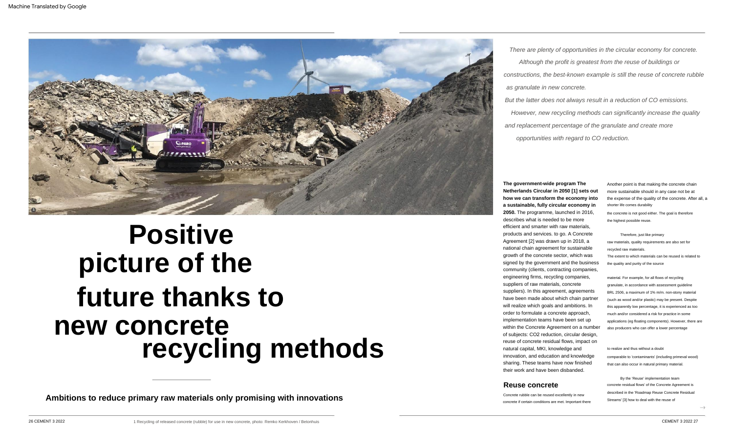# Positive picture of the future thanks to new concrete recycling methods

**Ambitions to reduce primary raw materials only promising with innovations**

1 Recycling of released concrete (rubble) for use in new concrete, photo: Remko Kerkhoven / Betonhuis

*There are plenty of opportunities in the circular economy for concrete. Although the profit is greatest from the reuse of buildings or constructions, the best-known example is still the reuse of concrete rubble as granulate in new concrete. But the latter does not always result in a reduction of CO emissions. However, new recycling methods can significantly increase the quality and replacement percentage of the granulate and create more opportunities with regard to CO reduction.*

**The government-wide program The Netherlands Circular in 2050 [1] sets out how we can transform the economy into a sustainable, fully circular economy in 2050.** The programme, launched in 2016, describes what is needed to be more efficient and smarter with raw materials, products and services. to go. A Concrete Agreement [2] was drawn up in 2018, a national chain agreement for sustainable growth of the concrete sector, which was signed by the government and the business community (clients, contracting companies, engineering firms, recycling companies, suppliers of raw materials, concrete suppliers). In this agreement, agreements have been made about which chain partner will realize which goals and ambitions. In order to formulate a concrete approach, implementation teams have been set up within the Concrete Agreement on a number of subjects: CO2 reduction, circular design, reuse of concrete residual flows, impact on natural capital, MKI, knowledge and innovation, and education and knowledge sharing. These teams have now finished their work and have been disbanded.

## Reuse concrete

Concrete rubble can be reused excellently in new concrete if certain conditions are met. Important there

Another point is that making the concrete chain more sustainable should in any case not be at the expense of the quality of the concrete. After all, a shorter life comes durability the concrete is not good either. The goal is therefore the highest possible reuse.

Therefore, just like primary raw materials, quality requirements are also set for recycled raw materials. The extent to which materials can be reused is related to the quality and purity of the source

material. For example, for all flows of recycling granulate, in accordance with assessment guideline BRL 2506, a maximum of 1% m/m. non-stony material (such as wood and/or plastic) may be present. Despite this apparently low percentage, it is experienced as too much and/or considered a risk for practice in some applications (eg floating components). However, there are also producers who can offer a lower percentage

to realize and thus without a doubt comparable to 'contaminants' (including primeval wood) that can also occur in natural primary material.

By the 'Reuse' implementation team concrete residual flows' of the Concrete Agreement is described in the 'Roadmap Reuse Concrete Residual Streams' [3] how to deal with the reuse of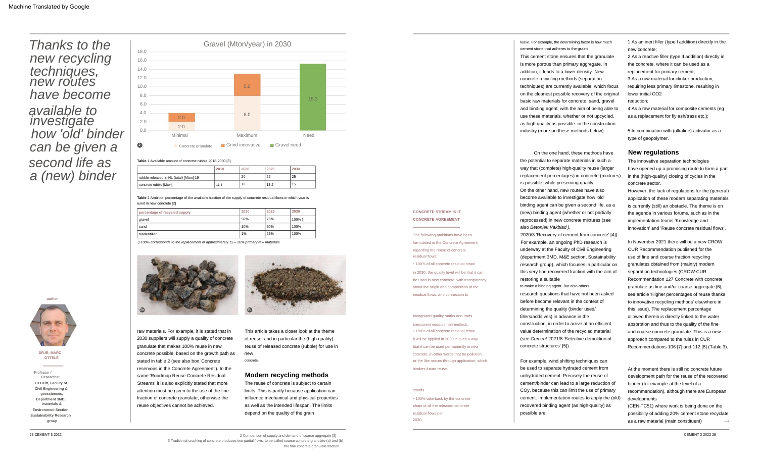*Thanks to the new recycling techniques, new routes have become available to investigate how 'old' binder can be given a second life as a (new) binder*

Gravel (Mton/year) in 2030

| | Concrete granulate | Grind innovative | Gravel need |
|---|---|---|---|
| Minimal | 2.0 | 2.0 | |
| Maximum | 8.0 | 5.0 | |
| Need | | | 15.3 |

2 Comparison of supply and demand of coarse aggregate [3]

**Table** 1 Available amount of concrete rubble 2018-2030 [3]

| | 2018 | 2020 | 2025 | 2030 |
|---|---|---|---|---|
| rubble released in NL (total) [Mton] 19 | | 20 | 22 | 25 |
| concrete rubble [Mton] | 11.4 | 12 | 13.2 | 15 |

**Table** 2 Ambition percentage of the available fraction of the supply of concrete residual flows in which year is used in new concrete [2]

| percentage of recycled supply | 2020 | 2025 | 2030 |
|---|---|---|---|
| gravel | 50% | 75% | 100% ) |
| sand | 10% | 50% | 100% |
| binder/filler | 1% | 25% | 100% |

[1]) 100% corresponds to the replacement of approximately 15 – 20% primary raw materials

3 Traditional crushing of concrete produces two partial flows; to be called coarse concrete granulate (a) and (b) the fine concrete granulate fraction

author

DR.IR. MARC OTTELÉ

Professor / Researcher
**TU Delft, Faculty of Civil Engineering & geosciences, Department 3MD, materials & Environment Section, Sustainability Research group**

raw materials. For example, it is stated that in 2030 suppliers will supply a quality of concrete granulate that makes 100% reuse in new concrete possible, based on the growth path as stated in table 2 (see also box 'Concrete reservoirs in the Concrete Agreement'). In the same 'Roadmap Reuse Concrete Residual Streams' it is also explicitly stated that more attention must be given to the use of the fine fraction of concrete granulate, otherwise the reuse objectives cannot be achieved.

This article takes a closer look at the theme of reuse, and in particular the (high-quality) reuse of released concrete (rubble) for use in new concrete.

## Modern recycling methods

The reuse of concrete is subject to certain limits. This is partly because application can influence mechanical and physical properties as well as the intended lifespan. The limits depend on the quality of the grain leave. For example, the determining factor is how much cement stone that adheres to the grains.

This cement stone ensures that the granulate is more porous than primary aggregate. In addition, it leads to a lower density. New concrete recycling methods (separation techniques) are currently available, which focus on the cleanest possible recovery of the original basic raw materials for concrete: sand, gravel and binding agent, with the aim of being able to use these materials, whether or not upcycled, as high-quality as possible. in the construction industry (more on these methods below).

On the one hand, these methods have the potential to separate materials in such a way that (complete) high-quality reuse (larger replacement percentages) in concrete (mixtures) is possible, while preserving quality. On the other hand, new routes have also become available to investigate how 'old' binding agent can be given a second life, as a (new) binding agent (whether or not partially reprocessed) in new concrete mixtures (see also *Betoniek Vakblad )*. 2020/3 'Recovery of cement from concrete' [4]). For example, an ongoing PhD research is underway at the Faculty of Civil Engineering (department 3MD, M&E section, Sustainability research group), which focuses in particular on this very fine recovered fraction with the aim of restoring a suitable to make a binding agent. But also others research questions that have not been asked before become relevant in the context of determining the quality (binder used/ fillers/additives) in advance in the construction, in order to arrive at an efficient value determination of the recycled material (see *Cement* 2021/8 'Selective demolition of concrete structures' [5]).

For example, wind shifting techniques can be used to separate hydrated cement from unhydrated cement. Precisely the reuse of cement/binder can lead to a large reduction of $CO_2$, because this can limit the use of primary cement. Implementation routes to apply the (old) recovered binding agent (as high-quality) as possible are:

1 As an inert filler (type I addition) directly in the new concrete;
2 As a reactive filler (type II addition) directly in the concrete, where it can be used as a replacement for primary cement;
3 As a raw material for clinker production, requiring less primary limestone, resulting in lower initial CO2 reduction;
4 As a raw material for composite cements (eg as a replacement for fly ash/trass etc.);

5 In combination with (alkaline) activator as a type of geopolymer.

**CONCRETE STREAM IN IT CONCRETE AGREEMENT**

The following ambitions have been formulated in the Concrete Agreement regarding the reuse of concrete residual flows:
• 100% of all concrete residual straw in 2030, the quality level will be that it can be used in new concrete, with transparency about the origin and composition of the residual flows, and connection to recognized quality marks and trans transparent measurement methods.
• 100% of all concrete residual straw it will be applied in 2030 in such a way that it can be used permanently in new concrete, in other words that no pollution or the like occurs through application, which hinders future reuse. stands.
• 100% take-back by the concrete chain of all the released concrete residual flows per 2030.

## New regulations

The innovative separation technologies have opened up a promising route to form a part in the (high-quality) closing of cycles in the concrete sector.
However, the lack of regulations for the (general) application of these modern separating materials is currently (still) an obstacle. The theme is on the agenda in various forums, such as in the implementation teams 'Knowledge and innovation' and 'Reuse concrete residual flows'.

In November 2021 there will be a new CROW CUR Recommendation published for the use of fine and coarse fraction recycling granulates obtained from (mainly) modern separation technologies (CROW-CUR Recommendation 127 Concrete with concrete granulate as fine and/or coarse aggregate [6], see article 'Higher percentages of reuse thanks to innovative recycling methods' elsewhere in this issue). The replacement percentage allowed therein is directly linked to the water absorption and thus to the quality of the fine and coarse concrete granulate. This is a new approach compared to the rules in CUR Recommendations 106 [7] and 112 [8] (Table 3).

At the moment there is still no concrete future development path for the reuse of the recovered binder (for example at the level of a recommendation), although there are European developments (CEN-TC51) where work is being done on the possibility of adding 20% cement stone recyclate as a raw material (main constituent) →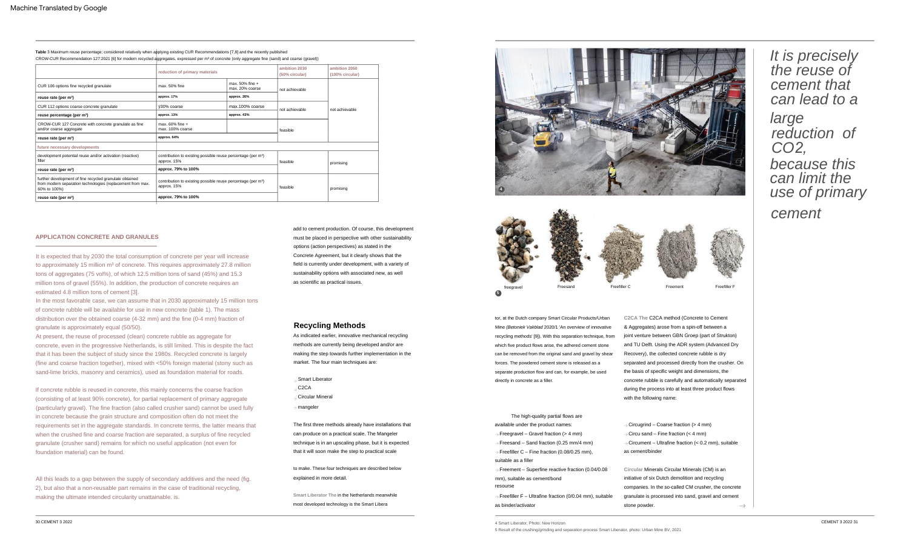**Table** 3 Maximum reuse percentage; considered relatively when applying existing CUR Recommendations [7,8] and the recently published CROW-CUR Recommendation 127:2021 [6] for modern recycled aggregates, expressed per m³ of concrete (only aggregate fine (sand) and coarse (gravel))

| | reduction of primary materials | | ambition 2030 (50% circular) | ambition 2050 (100% circular) |
|---|---|---|---|---|
| CUR 106 options fine recycled granulate | max. 50% fine | max. 50% fine + max. 20% coarse | not achievable | not achievable |
| reuse rate (per m³) | approx. 17% | approx. 26% | | |
| CUR 112 options coarse concrete granulate | ≤30% coarse | max.100% coarse | not achievable | |
| reuse percentage (per m³) | approx. 13% | approx. 43% | | |
| CROW-CUR 127 Concrete with concrete granulate as fine and/or coarse aggregate | max. 60% fine + max. 100% coarse | | feasible | |
| reuse rate (per m³) | approx. 64% | | | |
| future necessary developments | | | | |
| development potential reuse and/or activation (reactive) filler | contribution to existing possible reuse percentage (per m³) approx. 15% | | feasible | promising |
| reuse rate (per m³) | approx. 79% to 100% | | | |
| further development of fine recycled granulate obtained from modern separation technologies (replacement from max. 60% to 100%) | contribution to existing possible reuse percentage (per m³) approx. 15% | | feasible | promising |
| reuse rate (per m³) | approx. 79% to 100% | | | |

## APPLICATION CONCRETE AND GRANULES

It is expected that by 2030 the total consumption of concrete per year will increase to approximately 15 million m³ of concrete. This requires approximately 27.8 million tons of aggregates (75 vol%), of which 12.5 million tons of sand (45%) and 15.3 million tons of gravel (55%). In addition, the production of concrete requires an estimated 4.8 million tons of cement [3].

In the most favorable case, we can assume that in 2030 approximately 15 million tons of concrete rubble will be available for use in new concrete (table 1). The mass distribution over the obtained coarse (4-32 mm) and the fine (0-4 mm) fraction of granulate is approximately equal (50/50).

At present, the reuse of processed (clean) concrete rubble as aggregate for concrete, even in the progressive Netherlands, is still limited. This is despite the fact that it has been the subject of study since the 1980s. Recycled concrete is largely (fine and coarse fraction together), mixed with <50% foreign material (stony such as sand-lime bricks, masonry and ceramics), used as foundation material for roads.

If concrete rubble is reused in concrete, this mainly concerns the coarse fraction (consisting of at least 90% concrete), for partial replacement of primary aggregate (particularly gravel). The fine fraction (also called crusher sand) cannot be used fully in concrete because the grain structure and composition often do not meet the requirements set in the aggregate standards. In concrete terms, the latter means that when the crushed fine and coarse fraction are separated, a surplus of fine recycled granulate (crusher sand) remains for which no useful application (not even for foundation material) can be found.

All this leads to a gap between the supply of secondary additives and the need (fig. 2), but also that a non-reusable part remains in the case of traditional recycling, making the ultimate intended circularity unattainable. is.

add to cement production. Of course, this development must be placed in perspective with other sustainability options (action perspectives) as stated in the Concrete Agreement, but it clearly shows that the field is currently under development, with a variety of sustainability options with associated new, as well as scientific as practical issues.

## Recycling Methods

As indicated earlier, innovative mechanical recycling methods are currently being developed and/or are making the step towards further implementation in the market. The four main techniques are:

- Smart Liberator
- C2CA
- Circular Mineral
- mangeler

The first three methods already have installations that can produce on a practical scale. The Mangeler technique is in an upscaling phase, but it is expected that it will soon make the step to practical scale

to make. These four techniques are described below explained in more detail.

**Smart Liberator** The in the Netherlands meanwhile most developed technology is the Smart Liberator, at the Dutch company Smart Circular Products/Urban Mine (*Betoniek Vakblad* 2020/1 'An overview of innovative recycling methods' [9]). With this separation technique, from which five product flows arise, the adhered cement stone can be removed from the original sand and gravel by shear forces. The powdered cement stone is released as a separate production flow and can, for example, be used directly in concrete as a filler.

The high-quality partial flows are available under the product names:

- Freegravel – Gravel fraction (> 4 mm)
- Freesand – Sand fraction (0.25 mm/4 mm)
- Freefiller C – Fine fraction (0.08/0.25 mm), suitable as a filler
- Freement – Superfine reactive fraction (0.04/0.08 mm), suitable as cement/bond resourse
- Freefiller F – Ultrafine fraction (0/0.04 mm), suitable as binder/activator

**C2CA** The C2CA method (Concrete to Cement & Aggregates) arose from a spin-off between a joint venture between GBN Groep (part of Strukton) and TU Delft. Using the ADR system (Advanced Dry Recovery), the collected concrete rubble is dry separated and processed directly from the crusher. On the basis of specific weight and dimensions, the concrete rubble is carefully and automatically separated during the process into at least three product flows with the following name:

- Circugrind – Coarse fraction (> 4 mm)
- Circu sand – Fine fraction (< 4 mm)
- Circument – Ultrafine fraction (< 0.2 mm), suitable as cement/binder

**Circular Minerals** Circular Minerals (CM) is an initiative of six Dutch demolition and recycling companies. In the so-called CM crusher, the concrete granulate is processed into sand, gravel and cement stone powder.

*It is precisely the reuse of cement that can lead to a large reduction of $CO_2$, because this can limit the use of primary cement*

freegravel | Freesand | Freefiller C | Freement | Freefiller F

4 Smart Liberator, Photo: New Horizon

5 Result of the crushing/grinding and separation process Smart Liberator, photo: Urban Mine BV, 2021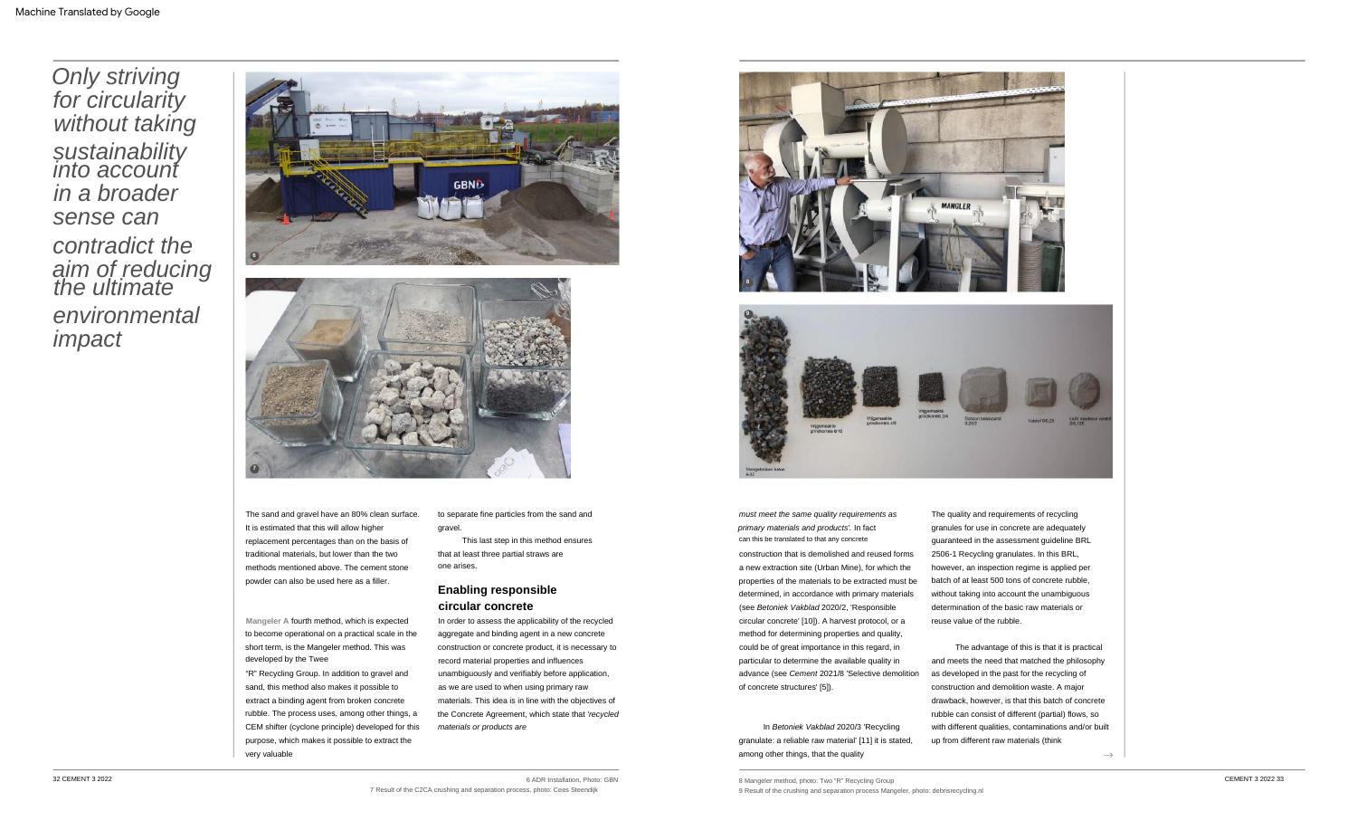*Only striving for circularity without taking sustainability into account in a broader sense can contradict the aim of reducing the ultimate environmental impact*

6 ADR Installation, Photo: GBN

7 Result of the C2CA crushing and separation process, photo: Cees Steendijk

The sand and gravel have an 80% clean surface. It is estimated that this will allow higher replacement percentages than on the basis of traditional materials, but lower than the two methods mentioned above. The cement stone powder can also be used here as a filler.

**Mangeler A** fourth method, which is expected to become operational on a practical scale in the short term, is the Mangeler method. This was developed by the Twee "R" Recycling Group. In addition to gravel and sand, this method also makes it possible to extract a binding agent from broken concrete rubble. The process uses, among other things, a CEM shifter (cyclone principle) developed for this purpose, which makes it possible to extract the very valuable to separate fine particles from the sand and gravel.

This last step in this method ensures that at least three partial straws are one arises.

## Enabling responsible circular concrete

In order to assess the applicability of the recycled aggregate and binding agent in a new concrete construction or concrete product, it is necessary to record material properties and influences unambiguously and verifiably before application, as we are used to when using primary raw materials. This idea is in line with the objectives of the Concrete Agreement, which state that *'recycled materials or products are must meet the same quality requirements as primary materials and products'*. In fact can this be translated to that any concrete construction that is demolished and reused forms a new extraction site (Urban Mine), for which the properties of the materials to be extracted must be determined, in accordance with primary materials (see *Betoniek Vakblad* 2020/2, 'Responsible circular concrete' [10]). A harvest protocol, or a method for determining properties and quality, could be of great importance in this regard, in particular to determine the available quality in advance (see *Cement* 2021/8 'Selective demolition of concrete structures' [5]).

In *Betoniek Vakblad* 2020/3 'Recycling granulate: a reliable raw material' [11] it is stated, among other things, that the quality and requirements of recycling granules for use in concrete are adequately guaranteed in the assessment guideline BRL 2506-1 Recycling granulates. In this BRL, however, an inspection regime is applied per batch of at least 500 tons of concrete rubble, without taking into account the unambiguous determination of the basic raw materials or reuse value of the rubble.

The advantage of this is that it is practical and meets the need that matched the philosophy as developed in the past for the recycling of construction and demolition waste. A major drawback, however, is that this batch of concrete rubble can consist of different (partial) flows, so with different qualities, contaminations and/or built up from different raw materials (think

8 Mangeler method, photo: Two "R" Recycling Group

9 Result of the crushing and separation process Mangeler, photo: debrisrecycling.nl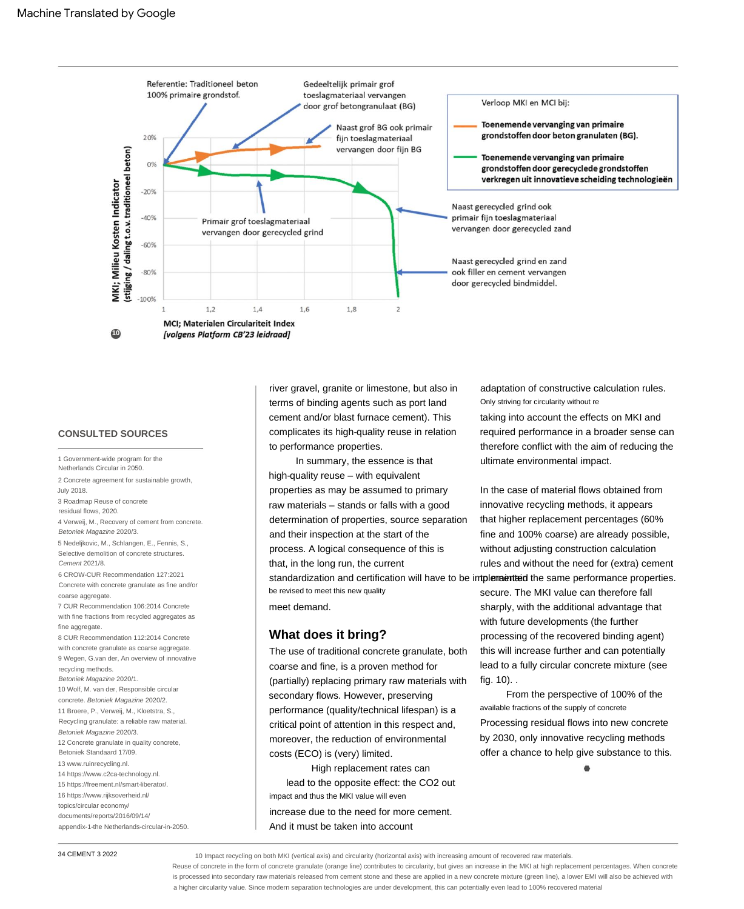Referentie: Traditioneel beton 100% primaire grondstof.

Gedeeltelijk primair grof toeslagmateriaal vervangen door grof betongranulaat (BG)

Naast grof BG ook primair fijn toeslagmateriaal vervangen door fijn BG

Verloop MKI en MCI bij:

**Toenemende vervanging van primaire grondstoffen door beton granulaten (BG).**

**Toenemende vervanging van primaire grondstoffen door gerecyclede grondstoffen verkregen uit innovatieve scheiding technologieën**

Primair grof toeslagmateriaal vervangen door gerecycled grind

Naast gerecycled grind ook primair fijn toeslagmateriaal vervangen door gerecycled zand

Naast gerecycled grind en zand ook filler en cement vervangen door gerecycled bindmiddel.

MKI; Milieu Kosten Indicator (stijging / daling t.o.v. traditioneel beton)

20%
0%
-20%
-40%
-60%
-80%
-100%

1
1,2
1,4
1,6
1,8
2

MCI; Materialen Circulariteit Index *[volgens Platform CB'23 leidraad]*

10

river gravel, granite or limestone, but also in terms of binding agents such as port land cement and/or blast furnace cement). This complicates its high-quality reuse in relation to performance properties.

In summary, the essence is that high-quality reuse – with equivalent properties as may be assumed to primary raw materials – stands or falls with a good determination of properties, source separation and their inspection at the start of the process. A logical consequence of this is that, in the long run, the current standardization and certification will have to be implemented be revised to meet this new quality meet demand.

## What does it bring?

The use of traditional concrete granulate, both coarse and fine, is a proven method for (partially) replacing primary raw materials with secondary flows. However, preserving performance (quality/technical lifespan) is a critical point of attention in this respect and, moreover, the reduction of environmental costs (ECO) is (very) limited.

High replacement rates can lead to the opposite effect: the CO2 out impact and thus the MKI value will even increase due to the need for more cement. And it must be taken into account adaptation of constructive calculation rules. Only striving for circularity without re taking into account the effects on MKI and required performance in a broader sense can therefore conflict with the aim of reducing the ultimate environmental impact.

In the case of material flows obtained from innovative recycling methods, it appears that higher replacement percentages (60% fine and 100% coarse) are already possible, without adjusting construction calculation rules and without the need for (extra) cement to maintain the same performance properties. secure. The MKI value can therefore fall sharply, with the additional advantage that with future developments (the further processing of the recovered binding agent) this will increase further and can potentially lead to a fully circular concrete mixture (see fig. 10). .

From the perspective of 100% of the available fractions of the supply of concrete Processing residual flows into new concrete by 2030, only innovative recycling methods offer a chance to help give substance to this.

## CONSULTED SOURCES

1 Government-wide program for the Netherlands Circular in 2050.
2 Concrete agreement for sustainable growth, July 2018.
3 Roadmap Reuse of concrete residual flows, 2020.
4 Verweij, M., Recovery of cement from concrete. *Betoniek Magazine* 2020/3.
5 Nedeljkovic, M., Schlangen, E., Fennis, S., Selective demolition of concrete structures. *Cement* 2021/8.
6 CROW-CUR Recommendation 127:2021 Concrete with concrete granulate as fine and/or coarse aggregate.
7 CUR Recommendation 106:2014 Concrete with fine fractions from recycled aggregates as fine aggregate.
8 CUR Recommendation 112:2014 Concrete with concrete granulate as coarse aggregate.
9 Wegen, G.van der, An overview of innovative recycling methods. *Betoniek Magazine* 2020/1.
10 Wolf, M. van der, Responsible circular concrete. *Betoniek Magazine* 2020/2.
11 Broere, P., Verweij, M., Kloetstra, S., Recycling granulate: a reliable raw material. *Betoniek Magazine* 2020/3.
12 Concrete granulate in quality concrete, Betoniek Standaard 17/09.
13 www.ruinrecycling.nl.
14 https://www.c2ca-technology.nl.
15 https://freement.nl/smart-liberator/.
16 https://www.rijksoverheid.nl/topics/circular economy/documents/reports/2016/09/14/appendix-1-the Netherlands-circular-in-2050.

10 Impact recycling on both MKI (vertical axis) and circularity (horizontal axis) with increasing amount of recovered raw materials.
Reuse of concrete in the form of concrete granulate (orange line) contributes to circularity, but gives an increase in the MKI at high replacement percentages. When concrete is processed into secondary raw materials released from cement stone and these are applied in a new concrete mixture (green line), a lower EMI will also be achieved with a higher circularity value. Since modern separation technologies are under development, this can potentially even lead to 100% recovered material